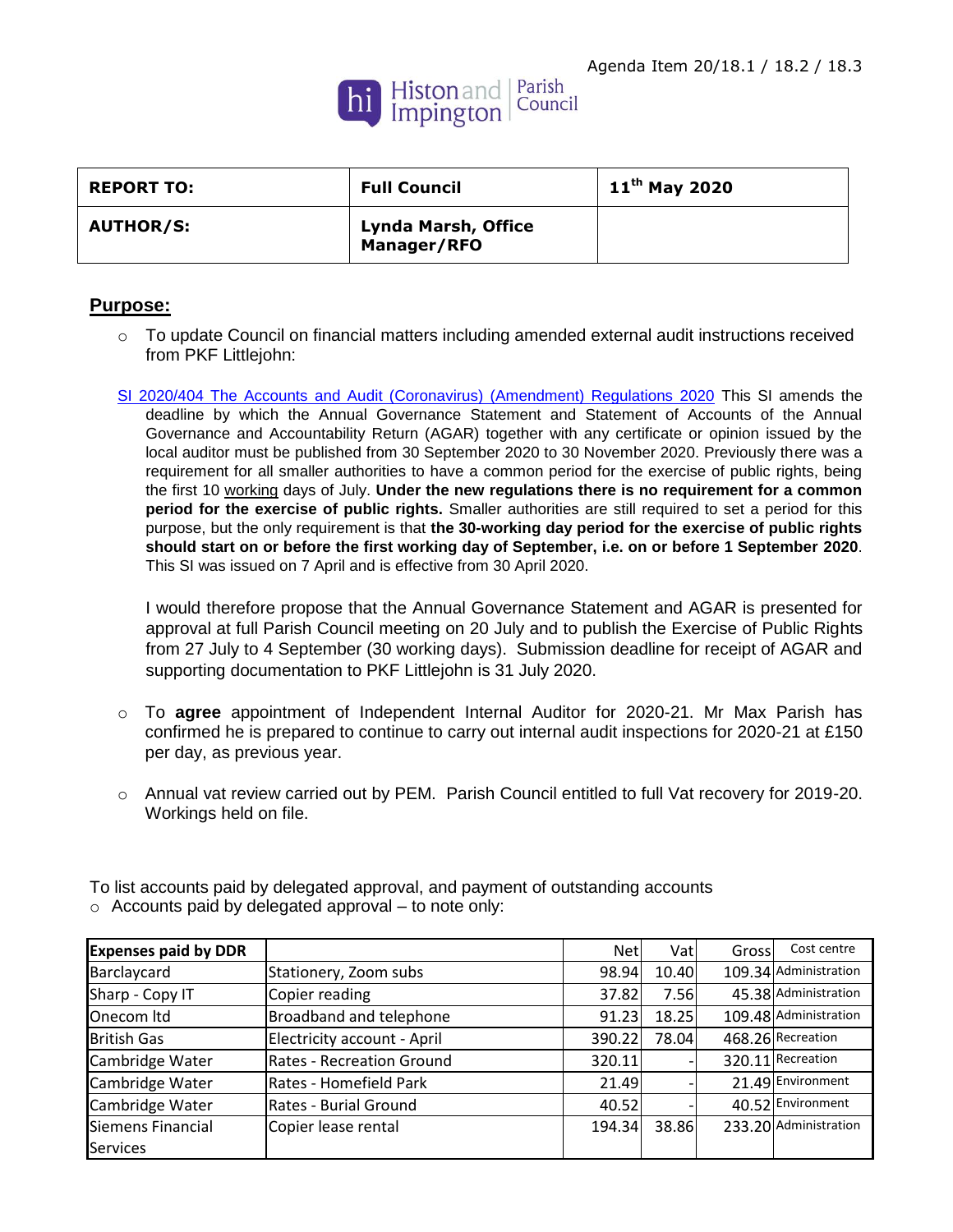Agenda Item 20/18.1 / 18.2 / 18.3

Histon and Impington Parish Council

| REPORT TO: | Full Council | 11th May 2020 |
|---|---|---|
| AUTHOR/S: | Lynda Marsh, Office Manager/RFO | |

## Purpose:

- To update Council on financial matters including amended external audit instructions received from PKF Littlejohn:

SI 2020/404 The Accounts and Audit (Coronavirus) (Amendment) Regulations 2020 This SI amends the deadline by which the Annual Governance Statement and Statement of Accounts of the Annual Governance and Accountability Return (AGAR) together with any certificate or opinion issued by the local auditor must be published from 30 September 2020 to 30 November 2020. Previously there was a requirement for all smaller authorities to have a common period for the exercise of public rights, being the first 10 working days of July. **Under the new regulations there is no requirement for a common period for the exercise of public rights.** Smaller authorities are still required to set a period for this purpose, but the only requirement is that **the 30-working day period for the exercise of public rights should start on or before the first working day of September, i.e. on or before 1 September 2020**. This SI was issued on 7 April and is effective from 30 April 2020.

I would therefore propose that the Annual Governance Statement and AGAR is presented for approval at full Parish Council meeting on 20 July and to publish the Exercise of Public Rights from 27 July to 4 September (30 working days). Submission deadline for receipt of AGAR and supporting documentation to PKF Littlejohn is 31 July 2020.

- To **agree** appointment of Independent Internal Auditor for 2020-21. Mr Max Parish has confirmed he is prepared to continue to carry out internal audit inspections for 2020-21 at £150 per day, as previous year.

- Annual vat review carried out by PEM. Parish Council entitled to full Vat recovery for 2019-20. Workings held on file.

To list accounts paid by delegated approval, and payment of outstanding accounts

- Accounts paid by delegated approval – to note only:

| Expenses paid by DDR | | Net | Vat | Gross | Cost centre |
|---|---|---|---|---|---|
| Barclaycard | Stationery, Zoom subs | 98.94 | 10.40 | 109.34 | Administration |
| Sharp - Copy IT | Copier reading | 37.82 | 7.56 | 45.38 | Administration |
| Onecom ltd | Broadband and telephone | 91.23 | 18.25 | 109.48 | Administration |
| British Gas | Electricity account - April | 390.22 | 78.04 | 468.26 | Recreation |
| Cambridge Water | Rates - Recreation Ground | 320.11 | - | 320.11 | Recreation |
| Cambridge Water | Rates - Homefield Park | 21.49 | - | 21.49 | Environment |
| Cambridge Water | Rates - Burial Ground | 40.52 | - | 40.52 | Environment |
| Siemens Financial Services | Copier lease rental | 194.34 | 38.86 | 233.20 | Administration |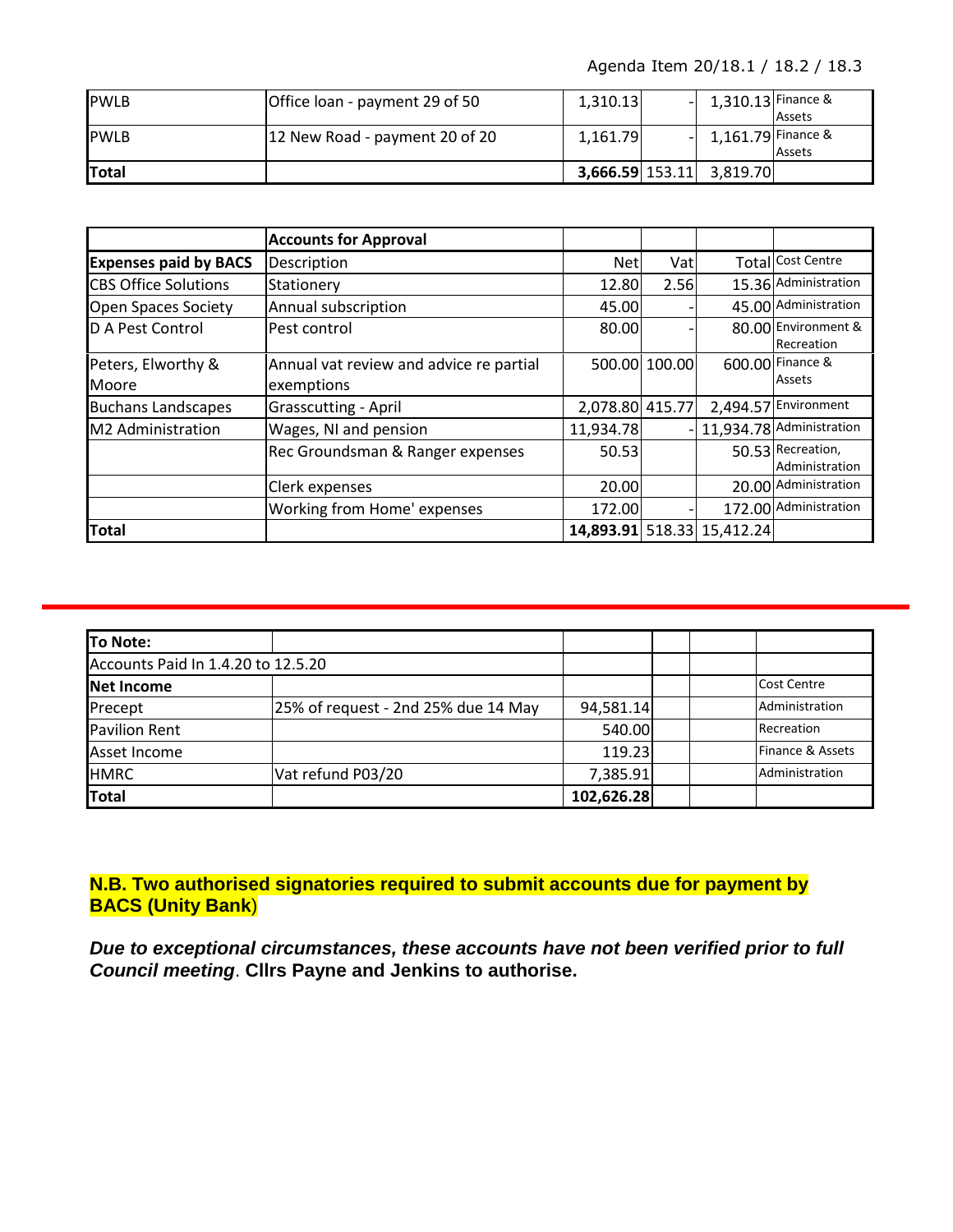Agenda Item 20/18.1 / 18.2 / 18.3

| | | | | | |
|---|---|---|---|---|---|
| PWLB | Office loan - payment 29 of 50 | 1,310.13 | - | 1,310.13 | Finance & Assets |
| PWLB | 12 New Road - payment 20 of 20 | 1,161.79 | - | 1,161.79 | Finance & Assets |
| **Total** | | **3,666.59** | 153.11 | 3,819.70 | |

| | **Accounts for Approval** | | | | |
|---|---|---|---|---|---|
| **Expenses paid by BACS** | Description | Net | Vat | Total | Cost Centre |
| CBS Office Solutions | Stationery | 12.80 | 2.56 | 15.36 | Administration |
| Open Spaces Society | Annual subscription | 45.00 | - | 45.00 | Administration |
| D A Pest Control | Pest control | 80.00 | - | 80.00 | Environment & Recreation |
| Peters, Elworthy & Moore | Annual vat review and advice re partial exemptions | 500.00 | 100.00 | 600.00 | Finance & Assets |
| Buchans Landscapes | Grasscutting - April | 2,078.80 | 415.77 | 2,494.57 | Environment |
| M2 Administration | Wages, NI and pension | 11,934.78 | - | 11,934.78 | Administration |
| | Rec Groundsman & Ranger expenses | 50.53 | | 50.53 | Recreation, Administration |
| | Clerk expenses | 20.00 | | 20.00 | Administration |
| | Working from Home' expenses | 172.00 | - | 172.00 | Administration |
| **Total** | | **14,893.91** | 518.33 | 15,412.24 | |

---

| **To Note:** | | | | | |
|---|---|---|---|---|---|
| Accounts Paid In 1.4.20 to 12.5.20 | | | | | |
| **Net Income** | | | | | Cost Centre |
| Precept | 25% of request - 2nd 25% due 14 May | 94,581.14 | | | Administration |
| Pavilion Rent | | 540.00 | | | Recreation |
| Asset Income | | 119.23 | | | Finance & Assets |
| HMRC | Vat refund P03/20 | 7,385.91 | | | Administration |
| **Total** | | **102,626.28** | | | |

**N.B. Two authorised signatories required to submit accounts due for payment by BACS (Unity Bank**)

***Due to exceptional circumstances, these accounts have not been verified prior to full Council meeting*. Cllrs Payne and Jenkins to authorise.**